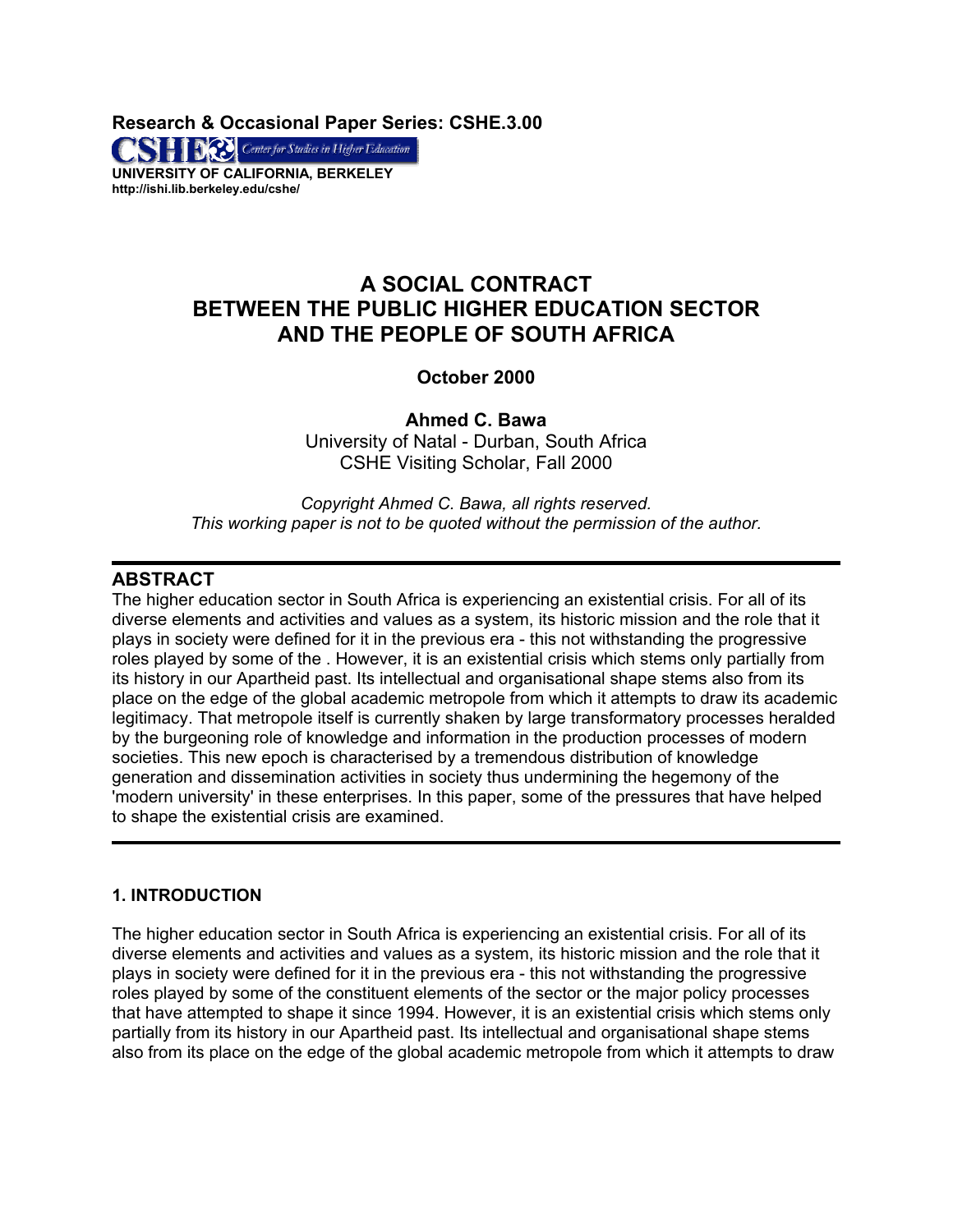**Research & Occasional Paper Series: CSHE.3.00**

CSHE Center for Studies in Higher Education

**UNIVERSITY OF CALIFORNIA, BERKELEY**
**http://ishi.lib.berkeley.edu/cshe/**

# A SOCIAL CONTRACT BETWEEN THE PUBLIC HIGHER EDUCATION SECTOR AND THE PEOPLE OF SOUTH AFRICA

**October 2000**

**Ahmed C. Bawa**
University of Natal - Durban, South Africa
CSHE Visiting Scholar, Fall 2000

*Copyright Ahmed C. Bawa, all rights reserved.*
*This working paper is not to be quoted without the permission of the author.*

---

## ABSTRACT

The higher education sector in South Africa is experiencing an existential crisis. For all of its diverse elements and activities and values as a system, its historic mission and the role that it plays in society were defined for it in the previous era - this not withstanding the progressive roles played by some of the . However, it is an existential crisis which stems only partially from its history in our Apartheid past. Its intellectual and organisational shape stems also from its place on the edge of the global academic metropole from which it attempts to draw its academic legitimacy. That metropole itself is currently shaken by large transformatory processes heralded by the burgeoning role of knowledge and information in the production processes of modern societies. This new epoch is characterised by a tremendous distribution of knowledge generation and dissemination activities in society thus undermining the hegemony of the 'modern university' in these enterprises. In this paper, some of the pressures that have helped to shape the existential crisis are examined.

---

### 1. INTRODUCTION

The higher education sector in South Africa is experiencing an existential crisis. For all of its diverse elements and activities and values as a system, its historic mission and the role that it plays in society were defined for it in the previous era - this not withstanding the progressive roles played by some of the constituent elements of the sector or the major policy processes that have attempted to shape it since 1994. However, it is an existential crisis which stems only partially from its history in our Apartheid past. Its intellectual and organisational shape stems also from its place on the edge of the global academic metropole from which it attempts to draw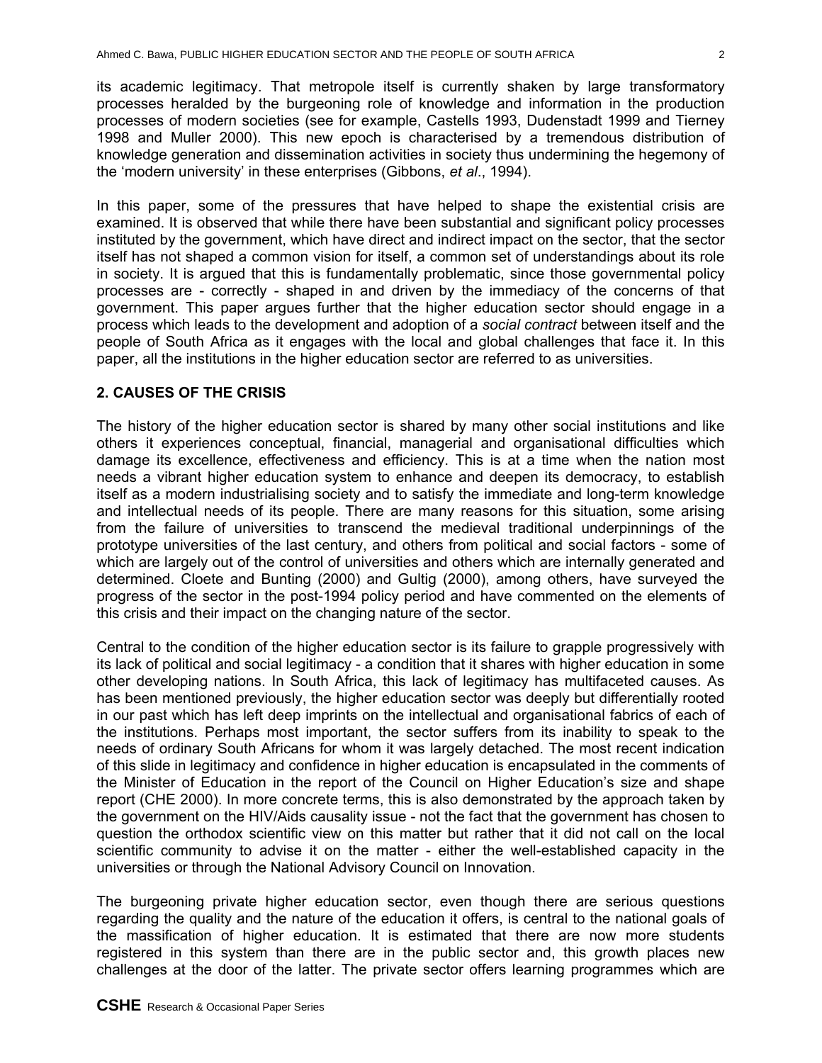its academic legitimacy. That metropole itself is currently shaken by large transformatory processes heralded by the burgeoning role of knowledge and information in the production processes of modern societies (see for example, Castells 1993, Dudenstadt 1999 and Tierney 1998 and Muller 2000). This new epoch is characterised by a tremendous distribution of knowledge generation and dissemination activities in society thus undermining the hegemony of the 'modern university' in these enterprises (Gibbons, *et al*., 1994).

In this paper, some of the pressures that have helped to shape the existential crisis are examined. It is observed that while there have been substantial and significant policy processes instituted by the government, which have direct and indirect impact on the sector, that the sector itself has not shaped a common vision for itself, a common set of understandings about its role in society. It is argued that this is fundamentally problematic, since those governmental policy processes are - correctly - shaped in and driven by the immediacy of the concerns of that government. This paper argues further that the higher education sector should engage in a process which leads to the development and adoption of a *social contract* between itself and the people of South Africa as it engages with the local and global challenges that face it. In this paper, all the institutions in the higher education sector are referred to as universities.

## 2. CAUSES OF THE CRISIS

The history of the higher education sector is shared by many other social institutions and like others it experiences conceptual, financial, managerial and organisational difficulties which damage its excellence, effectiveness and efficiency. This is at a time when the nation most needs a vibrant higher education system to enhance and deepen its democracy, to establish itself as a modern industrialising society and to satisfy the immediate and long-term knowledge and intellectual needs of its people. There are many reasons for this situation, some arising from the failure of universities to transcend the medieval traditional underpinnings of the prototype universities of the last century, and others from political and social factors - some of which are largely out of the control of universities and others which are internally generated and determined. Cloete and Bunting (2000) and Gultig (2000), among others, have surveyed the progress of the sector in the post-1994 policy period and have commented on the elements of this crisis and their impact on the changing nature of the sector.

Central to the condition of the higher education sector is its failure to grapple progressively with its lack of political and social legitimacy - a condition that it shares with higher education in some other developing nations. In South Africa, this lack of legitimacy has multifaceted causes. As has been mentioned previously, the higher education sector was deeply but differentially rooted in our past which has left deep imprints on the intellectual and organisational fabrics of each of the institutions. Perhaps most important, the sector suffers from its inability to speak to the needs of ordinary South Africans for whom it was largely detached. The most recent indication of this slide in legitimacy and confidence in higher education is encapsulated in the comments of the Minister of Education in the report of the Council on Higher Education's size and shape report (CHE 2000). In more concrete terms, this is also demonstrated by the approach taken by the government on the HIV/Aids causality issue - not the fact that the government has chosen to question the orthodox scientific view on this matter but rather that it did not call on the local scientific community to advise it on the matter - either the well-established capacity in the universities or through the National Advisory Council on Innovation.

The burgeoning private higher education sector, even though there are serious questions regarding the quality and the nature of the education it offers, is central to the national goals of the massification of higher education. It is estimated that there are now more students registered in this system than there are in the public sector and, this growth places new challenges at the door of the latter. The private sector offers learning programmes which are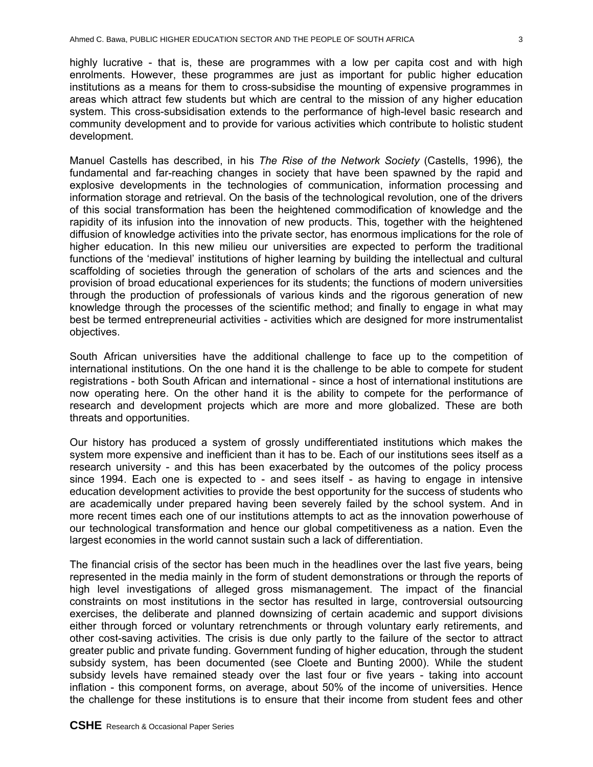highly lucrative - that is, these are programmes with a low per capita cost and with high enrolments. However, these programmes are just as important for public higher education institutions as a means for them to cross-subsidise the mounting of expensive programmes in areas which attract few students but which are central to the mission of any higher education system. This cross-subsidisation extends to the performance of high-level basic research and community development and to provide for various activities which contribute to holistic student development.

Manuel Castells has described, in his *The Rise of the Network Society* (Castells, 1996), the fundamental and far-reaching changes in society that have been spawned by the rapid and explosive developments in the technologies of communication, information processing and information storage and retrieval. On the basis of the technological revolution, one of the drivers of this social transformation has been the heightened commodification of knowledge and the rapidity of its infusion into the innovation of new products. This, together with the heightened diffusion of knowledge activities into the private sector, has enormous implications for the role of higher education. In this new milieu our universities are expected to perform the traditional functions of the 'medieval' institutions of higher learning by building the intellectual and cultural scaffolding of societies through the generation of scholars of the arts and sciences and the provision of broad educational experiences for its students; the functions of modern universities through the production of professionals of various kinds and the rigorous generation of new knowledge through the processes of the scientific method; and finally to engage in what may best be termed entrepreneurial activities - activities which are designed for more instrumentalist objectives.

South African universities have the additional challenge to face up to the competition of international institutions. On the one hand it is the challenge to be able to compete for student registrations - both South African and international - since a host of international institutions are now operating here. On the other hand it is the ability to compete for the performance of research and development projects which are more and more globalized. These are both threats and opportunities.

Our history has produced a system of grossly undifferentiated institutions which makes the system more expensive and inefficient than it has to be. Each of our institutions sees itself as a research university - and this has been exacerbated by the outcomes of the policy process since 1994. Each one is expected to - and sees itself - as having to engage in intensive education development activities to provide the best opportunity for the success of students who are academically under prepared having been severely failed by the school system. And in more recent times each one of our institutions attempts to act as the innovation powerhouse of our technological transformation and hence our global competitiveness as a nation. Even the largest economies in the world cannot sustain such a lack of differentiation.

The financial crisis of the sector has been much in the headlines over the last five years, being represented in the media mainly in the form of student demonstrations or through the reports of high level investigations of alleged gross mismanagement. The impact of the financial constraints on most institutions in the sector has resulted in large, controversial outsourcing exercises, the deliberate and planned downsizing of certain academic and support divisions either through forced or voluntary retrenchments or through voluntary early retirements, and other cost-saving activities. The crisis is due only partly to the failure of the sector to attract greater public and private funding. Government funding of higher education, through the student subsidy system, has been documented (see Cloete and Bunting 2000). While the student subsidy levels have remained steady over the last four or five years - taking into account inflation - this component forms, on average, about 50% of the income of universities. Hence the challenge for these institutions is to ensure that their income from student fees and other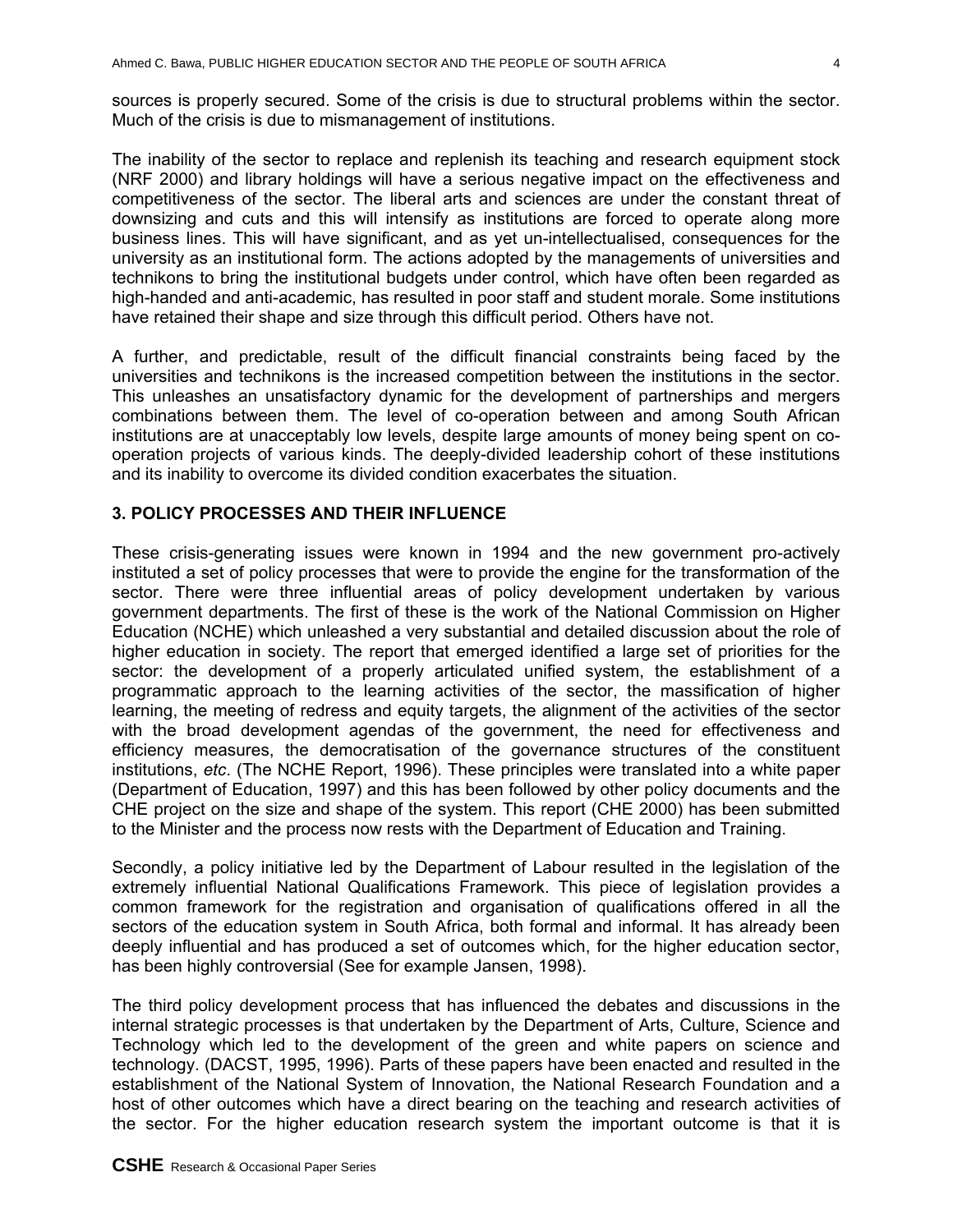sources is properly secured. Some of the crisis is due to structural problems within the sector. Much of the crisis is due to mismanagement of institutions.

The inability of the sector to replace and replenish its teaching and research equipment stock (NRF 2000) and library holdings will have a serious negative impact on the effectiveness and competitiveness of the sector. The liberal arts and sciences are under the constant threat of downsizing and cuts and this will intensify as institutions are forced to operate along more business lines. This will have significant, and as yet un-intellectualised, consequences for the university as an institutional form. The actions adopted by the managements of universities and technikons to bring the institutional budgets under control, which have often been regarded as high-handed and anti-academic, has resulted in poor staff and student morale. Some institutions have retained their shape and size through this difficult period. Others have not.

A further, and predictable, result of the difficult financial constraints being faced by the universities and technikons is the increased competition between the institutions in the sector. This unleashes an unsatisfactory dynamic for the development of partnerships and mergers combinations between them. The level of co-operation between and among South African institutions are at unacceptably low levels, despite large amounts of money being spent on co-operation projects of various kinds. The deeply-divided leadership cohort of these institutions and its inability to overcome its divided condition exacerbates the situation.

## 3. POLICY PROCESSES AND THEIR INFLUENCE

These crisis-generating issues were known in 1994 and the new government pro-actively instituted a set of policy processes that were to provide the engine for the transformation of the sector. There were three influential areas of policy development undertaken by various government departments. The first of these is the work of the National Commission on Higher Education (NCHE) which unleashed a very substantial and detailed discussion about the role of higher education in society. The report that emerged identified a large set of priorities for the sector: the development of a properly articulated unified system, the establishment of a programmatic approach to the learning activities of the sector, the massification of higher learning, the meeting of redress and equity targets, the alignment of the activities of the sector with the broad development agendas of the government, the need for effectiveness and efficiency measures, the democratisation of the governance structures of the constituent institutions, *etc*. (The NCHE Report, 1996). These principles were translated into a white paper (Department of Education, 1997) and this has been followed by other policy documents and the CHE project on the size and shape of the system. This report (CHE 2000) has been submitted to the Minister and the process now rests with the Department of Education and Training.

Secondly, a policy initiative led by the Department of Labour resulted in the legislation of the extremely influential National Qualifications Framework. This piece of legislation provides a common framework for the registration and organisation of qualifications offered in all the sectors of the education system in South Africa, both formal and informal. It has already been deeply influential and has produced a set of outcomes which, for the higher education sector, has been highly controversial (See for example Jansen, 1998).

The third policy development process that has influenced the debates and discussions in the internal strategic processes is that undertaken by the Department of Arts, Culture, Science and Technology which led to the development of the green and white papers on science and technology. (DACST, 1995, 1996). Parts of these papers have been enacted and resulted in the establishment of the National System of Innovation, the National Research Foundation and a host of other outcomes which have a direct bearing on the teaching and research activities of the sector. For the higher education research system the important outcome is that it is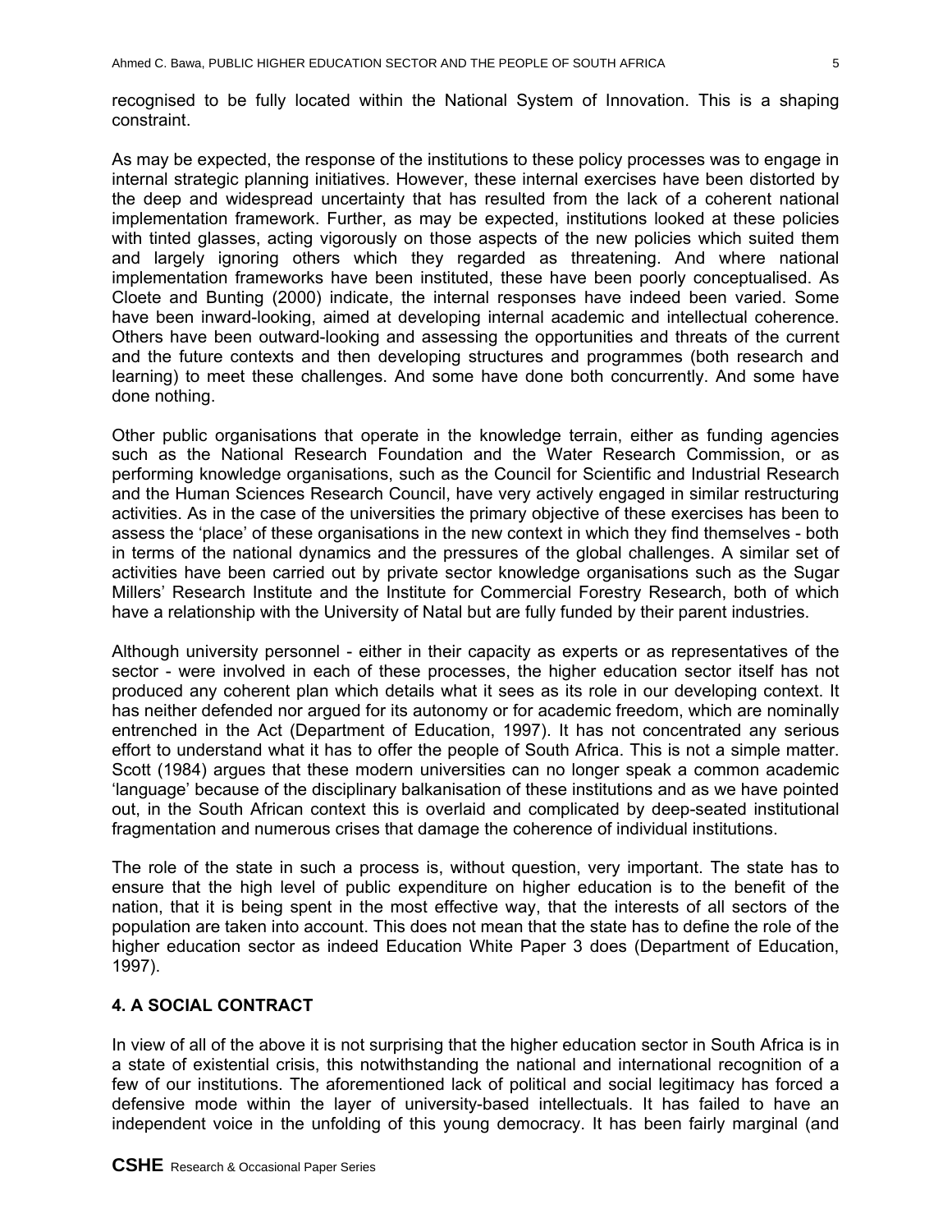recognised to be fully located within the National System of Innovation. This is a shaping constraint.

As may be expected, the response of the institutions to these policy processes was to engage in internal strategic planning initiatives. However, these internal exercises have been distorted by the deep and widespread uncertainty that has resulted from the lack of a coherent national implementation framework. Further, as may be expected, institutions looked at these policies with tinted glasses, acting vigorously on those aspects of the new policies which suited them and largely ignoring others which they regarded as threatening. And where national implementation frameworks have been instituted, these have been poorly conceptualised. As Cloete and Bunting (2000) indicate, the internal responses have indeed been varied. Some have been inward-looking, aimed at developing internal academic and intellectual coherence. Others have been outward-looking and assessing the opportunities and threats of the current and the future contexts and then developing structures and programmes (both research and learning) to meet these challenges. And some have done both concurrently. And some have done nothing.

Other public organisations that operate in the knowledge terrain, either as funding agencies such as the National Research Foundation and the Water Research Commission, or as performing knowledge organisations, such as the Council for Scientific and Industrial Research and the Human Sciences Research Council, have very actively engaged in similar restructuring activities. As in the case of the universities the primary objective of these exercises has been to assess the 'place' of these organisations in the new context in which they find themselves - both in terms of the national dynamics and the pressures of the global challenges. A similar set of activities have been carried out by private sector knowledge organisations such as the Sugar Millers' Research Institute and the Institute for Commercial Forestry Research, both of which have a relationship with the University of Natal but are fully funded by their parent industries.

Although university personnel - either in their capacity as experts or as representatives of the sector - were involved in each of these processes, the higher education sector itself has not produced any coherent plan which details what it sees as its role in our developing context. It has neither defended nor argued for its autonomy or for academic freedom, which are nominally entrenched in the Act (Department of Education, 1997). It has not concentrated any serious effort to understand what it has to offer the people of South Africa. This is not a simple matter. Scott (1984) argues that these modern universities can no longer speak a common academic 'language' because of the disciplinary balkanisation of these institutions and as we have pointed out, in the South African context this is overlaid and complicated by deep-seated institutional fragmentation and numerous crises that damage the coherence of individual institutions.

The role of the state in such a process is, without question, very important. The state has to ensure that the high level of public expenditure on higher education is to the benefit of the nation, that it is being spent in the most effective way, that the interests of all sectors of the population are taken into account. This does not mean that the state has to define the role of the higher education sector as indeed Education White Paper 3 does (Department of Education, 1997).

## 4. A SOCIAL CONTRACT

In view of all of the above it is not surprising that the higher education sector in South Africa is in a state of existential crisis, this notwithstanding the national and international recognition of a few of our institutions. The aforementioned lack of political and social legitimacy has forced a defensive mode within the layer of university-based intellectuals. It has failed to have an independent voice in the unfolding of this young democracy. It has been fairly marginal (and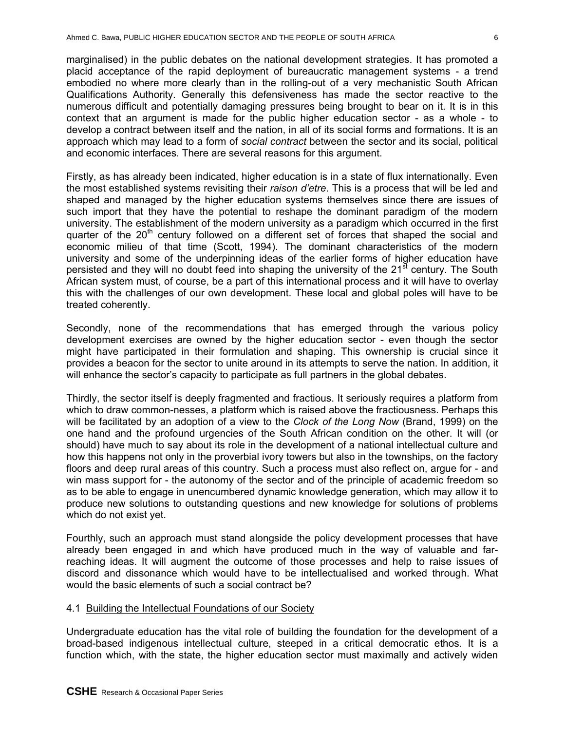marginalised) in the public debates on the national development strategies. It has promoted a placid acceptance of the rapid deployment of bureaucratic management systems - a trend embodied no where more clearly than in the rolling-out of a very mechanistic South African Qualifications Authority. Generally this defensiveness has made the sector reactive to the numerous difficult and potentially damaging pressures being brought to bear on it. It is in this context that an argument is made for the public higher education sector - as a whole - to develop a contract between itself and the nation, in all of its social forms and formations. It is an approach which may lead to a form of *social contract* between the sector and its social, political and economic interfaces. There are several reasons for this argument.

Firstly, as has already been indicated, higher education is in a state of flux internationally. Even the most established systems revisiting their *raison d'etre*. This is a process that will be led and shaped and managed by the higher education systems themselves since there are issues of such import that they have the potential to reshape the dominant paradigm of the modern university. The establishment of the modern university as a paradigm which occurred in the first quarter of the 20th century followed on a different set of forces that shaped the social and economic milieu of that time (Scott, 1994). The dominant characteristics of the modern university and some of the underpinning ideas of the earlier forms of higher education have persisted and they will no doubt feed into shaping the university of the 21st century. The South African system must, of course, be a part of this international process and it will have to overlay this with the challenges of our own development. These local and global poles will have to be treated coherently.

Secondly, none of the recommendations that has emerged through the various policy development exercises are owned by the higher education sector - even though the sector might have participated in their formulation and shaping. This ownership is crucial since it provides a beacon for the sector to unite around in its attempts to serve the nation. In addition, it will enhance the sector's capacity to participate as full partners in the global debates.

Thirdly, the sector itself is deeply fragmented and fractious. It seriously requires a platform from which to draw common-nesses, a platform which is raised above the fractiousness. Perhaps this will be facilitated by an adoption of a view to the *Clock of the Long Now* (Brand, 1999) on the one hand and the profound urgencies of the South African condition on the other. It will (or should) have much to say about its role in the development of a national intellectual culture and how this happens not only in the proverbial ivory towers but also in the townships, on the factory floors and deep rural areas of this country. Such a process must also reflect on, argue for - and win mass support for - the autonomy of the sector and of the principle of academic freedom so as to be able to engage in unencumbered dynamic knowledge generation, which may allow it to produce new solutions to outstanding questions and new knowledge for solutions of problems which do not exist yet.

Fourthly, such an approach must stand alongside the policy development processes that have already been engaged in and which have produced much in the way of valuable and far-reaching ideas. It will augment the outcome of those processes and help to raise issues of discord and dissonance which would have to be intellectualised and worked through. What would the basic elements of such a social contract be?

### 4.1 Building the Intellectual Foundations of our Society

Undergraduate education has the vital role of building the foundation for the development of a broad-based indigenous intellectual culture, steeped in a critical democratic ethos. It is a function which, with the state, the higher education sector must maximally and actively widen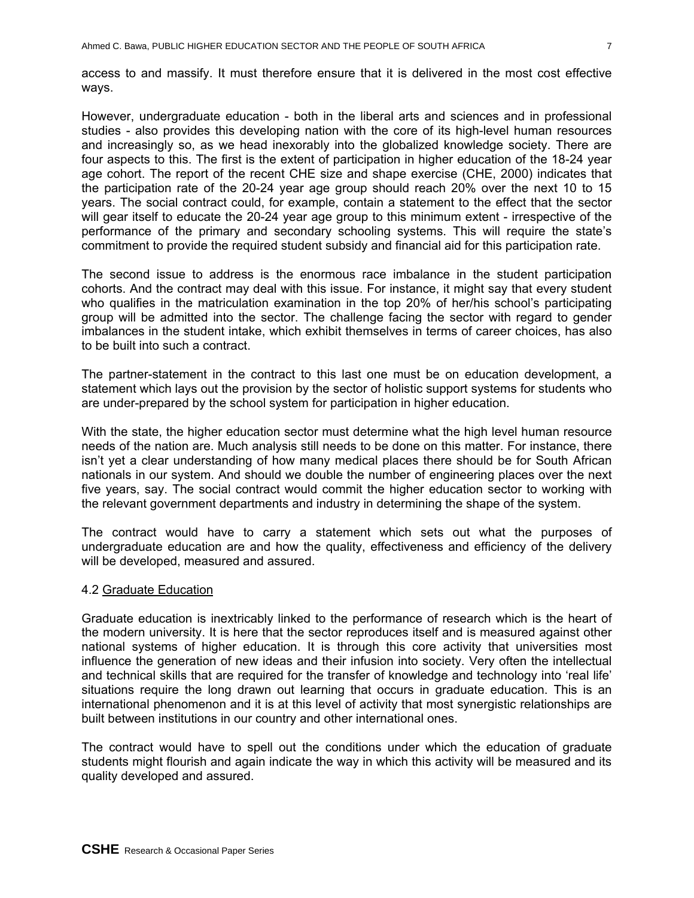access to and massify. It must therefore ensure that it is delivered in the most cost effective ways.

However, undergraduate education - both in the liberal arts and sciences and in professional studies - also provides this developing nation with the core of its high-level human resources and increasingly so, as we head inexorably into the globalized knowledge society. There are four aspects to this. The first is the extent of participation in higher education of the 18-24 year age cohort. The report of the recent CHE size and shape exercise (CHE, 2000) indicates that the participation rate of the 20-24 year age group should reach 20% over the next 10 to 15 years. The social contract could, for example, contain a statement to the effect that the sector will gear itself to educate the 20-24 year age group to this minimum extent - irrespective of the performance of the primary and secondary schooling systems. This will require the state's commitment to provide the required student subsidy and financial aid for this participation rate.

The second issue to address is the enormous race imbalance in the student participation cohorts. And the contract may deal with this issue. For instance, it might say that every student who qualifies in the matriculation examination in the top 20% of her/his school's participating group will be admitted into the sector. The challenge facing the sector with regard to gender imbalances in the student intake, which exhibit themselves in terms of career choices, has also to be built into such a contract.

The partner-statement in the contract to this last one must be on education development, a statement which lays out the provision by the sector of holistic support systems for students who are under-prepared by the school system for participation in higher education.

With the state, the higher education sector must determine what the high level human resource needs of the nation are. Much analysis still needs to be done on this matter. For instance, there isn't yet a clear understanding of how many medical places there should be for South African nationals in our system. And should we double the number of engineering places over the next five years, say. The social contract would commit the higher education sector to working with the relevant government departments and industry in determining the shape of the system.

The contract would have to carry a statement which sets out what the purposes of undergraduate education are and how the quality, effectiveness and efficiency of the delivery will be developed, measured and assured.

### 4.2 Graduate Education

Graduate education is inextricably linked to the performance of research which is the heart of the modern university. It is here that the sector reproduces itself and is measured against other national systems of higher education. It is through this core activity that universities most influence the generation of new ideas and their infusion into society. Very often the intellectual and technical skills that are required for the transfer of knowledge and technology into 'real life' situations require the long drawn out learning that occurs in graduate education. This is an international phenomenon and it is at this level of activity that most synergistic relationships are built between institutions in our country and other international ones.

The contract would have to spell out the conditions under which the education of graduate students might flourish and again indicate the way in which this activity will be measured and its quality developed and assured.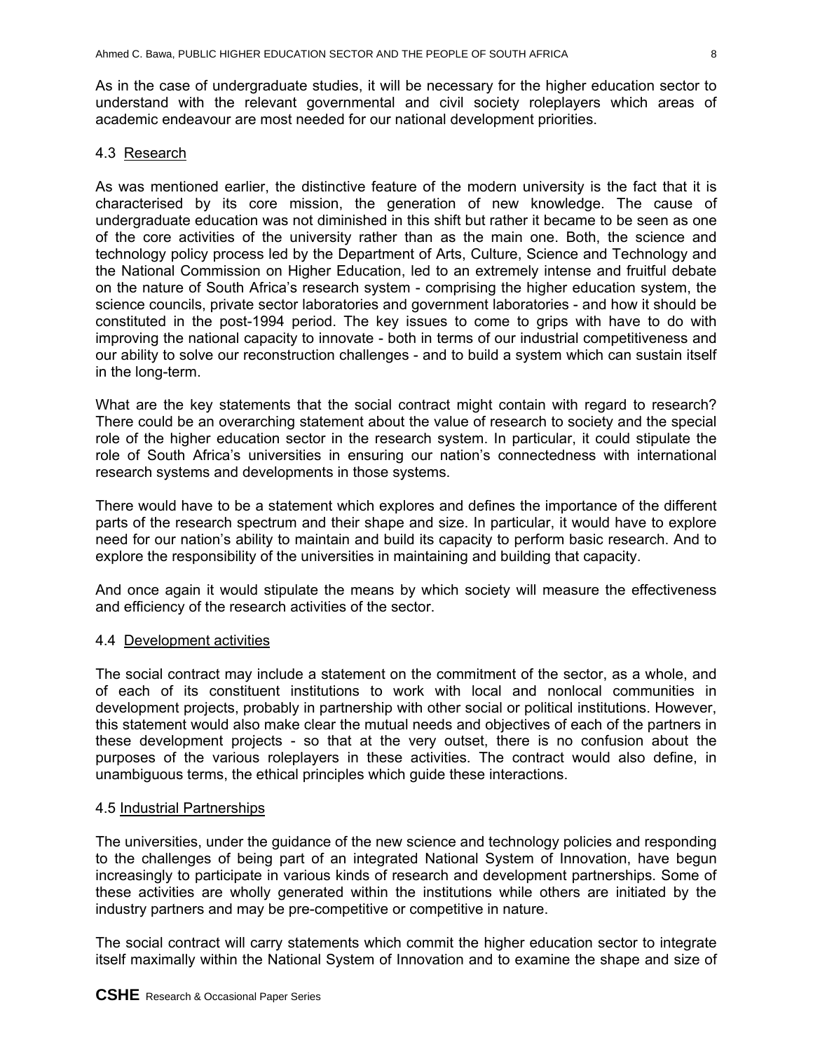As in the case of undergraduate studies, it will be necessary for the higher education sector to understand with the relevant governmental and civil society roleplayers which areas of academic endeavour are most needed for our national development priorities.

### 4.3 Research

As was mentioned earlier, the distinctive feature of the modern university is the fact that it is characterised by its core mission, the generation of new knowledge. The cause of undergraduate education was not diminished in this shift but rather it became to be seen as one of the core activities of the university rather than as the main one. Both, the science and technology policy process led by the Department of Arts, Culture, Science and Technology and the National Commission on Higher Education, led to an extremely intense and fruitful debate on the nature of South Africa's research system - comprising the higher education system, the science councils, private sector laboratories and government laboratories - and how it should be constituted in the post-1994 period. The key issues to come to grips with have to do with improving the national capacity to innovate - both in terms of our industrial competitiveness and our ability to solve our reconstruction challenges - and to build a system which can sustain itself in the long-term.

What are the key statements that the social contract might contain with regard to research? There could be an overarching statement about the value of research to society and the special role of the higher education sector in the research system. In particular, it could stipulate the role of South Africa's universities in ensuring our nation's connectedness with international research systems and developments in those systems.

There would have to be a statement which explores and defines the importance of the different parts of the research spectrum and their shape and size. In particular, it would have to explore need for our nation's ability to maintain and build its capacity to perform basic research. And to explore the responsibility of the universities in maintaining and building that capacity.

And once again it would stipulate the means by which society will measure the effectiveness and efficiency of the research activities of the sector.

### 4.4 Development activities

The social contract may include a statement on the commitment of the sector, as a whole, and of each of its constituent institutions to work with local and nonlocal communities in development projects, probably in partnership with other social or political institutions. However, this statement would also make clear the mutual needs and objectives of each of the partners in these development projects - so that at the very outset, there is no confusion about the purposes of the various roleplayers in these activities. The contract would also define, in unambiguous terms, the ethical principles which guide these interactions.

### 4.5 Industrial Partnerships

The universities, under the guidance of the new science and technology policies and responding to the challenges of being part of an integrated National System of Innovation, have begun increasingly to participate in various kinds of research and development partnerships. Some of these activities are wholly generated within the institutions while others are initiated by the industry partners and may be pre-competitive or competitive in nature.

The social contract will carry statements which commit the higher education sector to integrate itself maximally within the National System of Innovation and to examine the shape and size of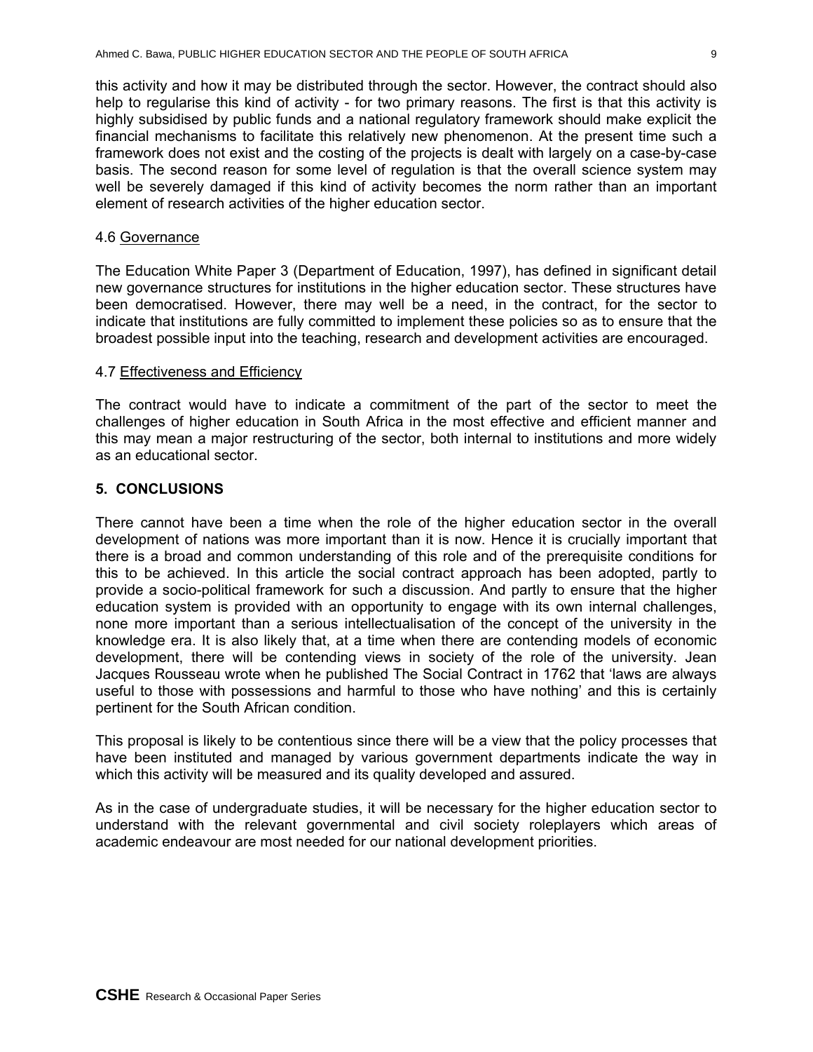this activity and how it may be distributed through the sector. However, the contract should also help to regularise this kind of activity - for two primary reasons. The first is that this activity is highly subsidised by public funds and a national regulatory framework should make explicit the financial mechanisms to facilitate this relatively new phenomenon. At the present time such a framework does not exist and the costing of the projects is dealt with largely on a case-by-case basis. The second reason for some level of regulation is that the overall science system may well be severely damaged if this kind of activity becomes the norm rather than an important element of research activities of the higher education sector.

### 4.6 Governance

The Education White Paper 3 (Department of Education, 1997), has defined in significant detail new governance structures for institutions in the higher education sector. These structures have been democratised. However, there may well be a need, in the contract, for the sector to indicate that institutions are fully committed to implement these policies so as to ensure that the broadest possible input into the teaching, research and development activities are encouraged.

### 4.7 Effectiveness and Efficiency

The contract would have to indicate a commitment of the part of the sector to meet the challenges of higher education in South Africa in the most effective and efficient manner and this may mean a major restructuring of the sector, both internal to institutions and more widely as an educational sector.

## 5. CONCLUSIONS

There cannot have been a time when the role of the higher education sector in the overall development of nations was more important than it is now. Hence it is crucially important that there is a broad and common understanding of this role and of the prerequisite conditions for this to be achieved. In this article the social contract approach has been adopted, partly to provide a socio-political framework for such a discussion. And partly to ensure that the higher education system is provided with an opportunity to engage with its own internal challenges, none more important than a serious intellectualisation of the concept of the university in the knowledge era. It is also likely that, at a time when there are contending models of economic development, there will be contending views in society of the role of the university. Jean Jacques Rousseau wrote when he published The Social Contract in 1762 that 'laws are always useful to those with possessions and harmful to those who have nothing' and this is certainly pertinent for the South African condition.

This proposal is likely to be contentious since there will be a view that the policy processes that have been instituted and managed by various government departments indicate the way in which this activity will be measured and its quality developed and assured.

As in the case of undergraduate studies, it will be necessary for the higher education sector to understand with the relevant governmental and civil society roleplayers which areas of academic endeavour are most needed for our national development priorities.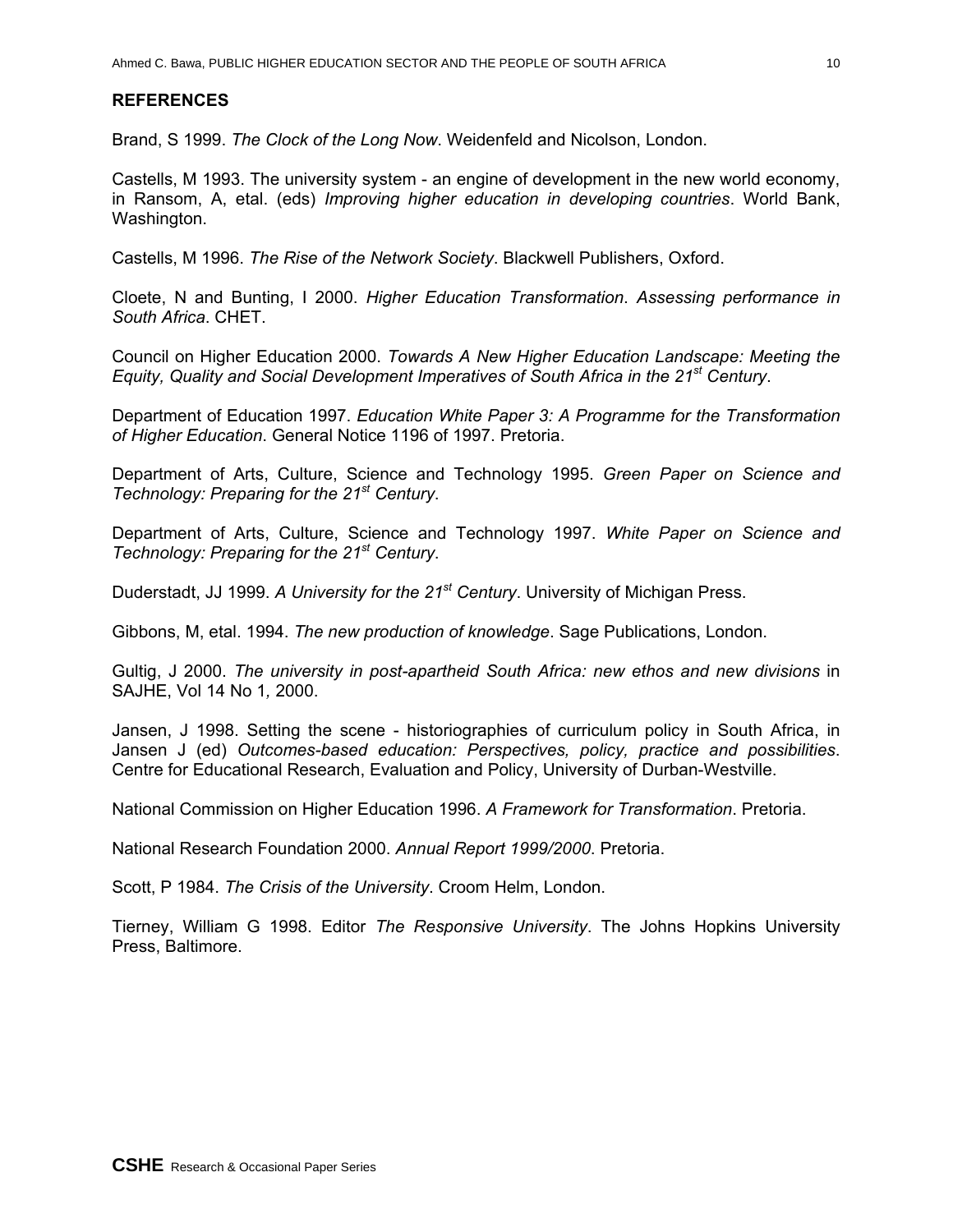## REFERENCES

Brand, S 1999. *The Clock of the Long Now*. Weidenfeld and Nicolson, London.

Castells, M 1993. The university system - an engine of development in the new world economy, in Ransom, A, etal. (eds) *Improving higher education in developing countries*. World Bank, Washington.

Castells, M 1996. *The Rise of the Network Society*. Blackwell Publishers, Oxford.

Cloete, N and Bunting, I 2000. *Higher Education Transformation*. *Assessing performance in South Africa*. CHET.

Council on Higher Education 2000. *Towards A New Higher Education Landscape: Meeting the Equity, Quality and Social Development Imperatives of South Africa in the 21st Century*.

Department of Education 1997. *Education White Paper 3: A Programme for the Transformation of Higher Education*. General Notice 1196 of 1997. Pretoria.

Department of Arts, Culture, Science and Technology 1995. *Green Paper on Science and Technology: Preparing for the 21st Century*.

Department of Arts, Culture, Science and Technology 1997. *White Paper on Science and Technology: Preparing for the 21st Century*.

Duderstadt, JJ 1999. *A University for the 21st Century*. University of Michigan Press.

Gibbons, M, etal. 1994. *The new production of knowledge*. Sage Publications, London.

Gultig, J 2000. *The university in post-apartheid South Africa: new ethos and new divisions* in SAJHE, Vol 14 No 1*,* 2000.

Jansen, J 1998. Setting the scene - historiographies of curriculum policy in South Africa, in Jansen J (ed) *Outcomes-based education: Perspectives, policy, practice and possibilities*. Centre for Educational Research, Evaluation and Policy, University of Durban-Westville.

National Commission on Higher Education 1996. *A Framework for Transformation*. Pretoria.

National Research Foundation 2000. *Annual Report 1999/2000*. Pretoria.

Scott, P 1984. *The Crisis of the University*. Croom Helm, London.

Tierney, William G 1998. Editor *The Responsive University*. The Johns Hopkins University Press, Baltimore.